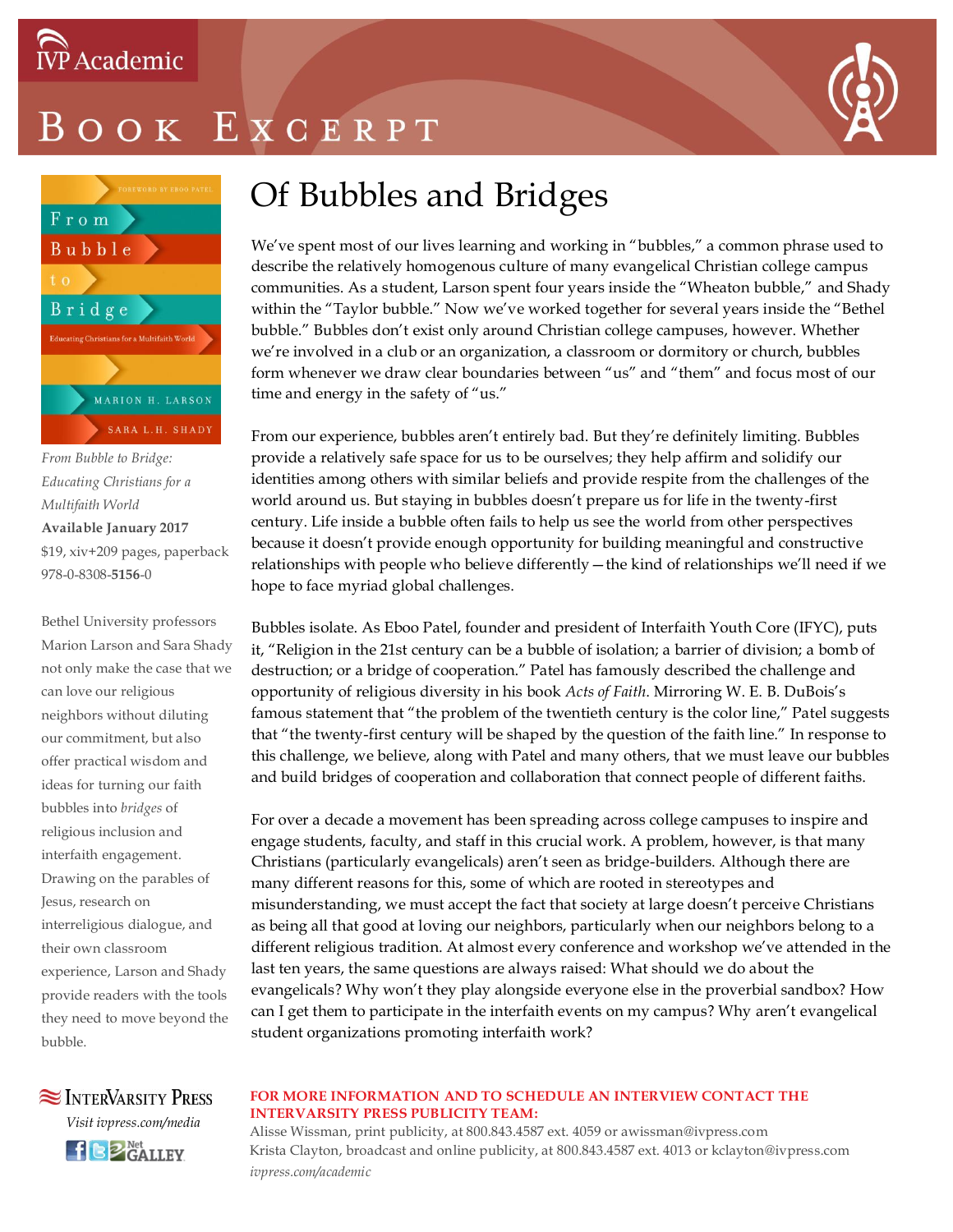IVP Academic

# Book Excerpt

*From Bubble to Bridge: Educating Christians for a Multifaith World*
**Available January 2017**
$19, xiv+209 pages, paperback
978-0-8308-**5156**-0

Bethel University professors Marion Larson and Sara Shady not only make the case that we can love our religious neighbors without diluting our commitment, but also offer practical wisdom and ideas for turning our faith bubbles into *bridges* of religious inclusion and interfaith engagement. Drawing on the parables of Jesus, research on interreligious dialogue, and their own classroom experience, Larson and Shady provide readers with the tools they need to move beyond the bubble.

## Of Bubbles and Bridges

We've spent most of our lives learning and working in "bubbles," a common phrase used to describe the relatively homogenous culture of many evangelical Christian college campus communities. As a student, Larson spent four years inside the "Wheaton bubble," and Shady within the "Taylor bubble." Now we've worked together for several years inside the "Bethel bubble." Bubbles don't exist only around Christian college campuses, however. Whether we're involved in a club or an organization, a classroom or dormitory or church, bubbles form whenever we draw clear boundaries between "us" and "them" and focus most of our time and energy in the safety of "us."

From our experience, bubbles aren't entirely bad. But they're definitely limiting. Bubbles provide a relatively safe space for us to be ourselves; they help affirm and solidify our identities among others with similar beliefs and provide respite from the challenges of the world around us. But staying in bubbles doesn't prepare us for life in the twenty-first century. Life inside a bubble often fails to help us see the world from other perspectives because it doesn't provide enough opportunity for building meaningful and constructive relationships with people who believe differently—the kind of relationships we'll need if we hope to face myriad global challenges.

Bubbles isolate. As Eboo Patel, founder and president of Interfaith Youth Core (IFYC), puts it, "Religion in the 21st century can be a bubble of isolation; a barrier of division; a bomb of destruction; or a bridge of cooperation." Patel has famously described the challenge and opportunity of religious diversity in his book *Acts of Faith*. Mirroring W. E. B. DuBois's famous statement that "the problem of the twentieth century is the color line," Patel suggests that "the twenty-first century will be shaped by the question of the faith line." In response to this challenge, we believe, along with Patel and many others, that we must leave our bubbles and build bridges of cooperation and collaboration that connect people of different faiths.

For over a decade a movement has been spreading across college campuses to inspire and engage students, faculty, and staff in this crucial work. A problem, however, is that many Christians (particularly evangelicals) aren't seen as bridge-builders. Although there are many different reasons for this, some of which are rooted in stereotypes and misunderstanding, we must accept the fact that society at large doesn't perceive Christians as being all that good at loving our neighbors, particularly when our neighbors belong to a different religious tradition. At almost every conference and workshop we've attended in the last ten years, the same questions are always raised: What should we do about the evangelicals? Why won't they play alongside everyone else in the proverbial sandbox? How can I get them to participate in the interfaith events on my campus? Why aren't evangelical student organizations promoting interfaith work?

InterVarsity Press
*Visit ivpress.com/media*

**FOR MORE INFORMATION AND TO SCHEDULE AN INTERVIEW CONTACT THE INTERVARSITY PRESS PUBLICITY TEAM:**
Alisse Wissman, print publicity, at 800.843.4587 ext. 4059 or awissman@ivpress.com
Krista Clayton, broadcast and online publicity, at 800.843.4587 ext. 4013 or kclayton@ivpress.com
*ivpress.com/academic*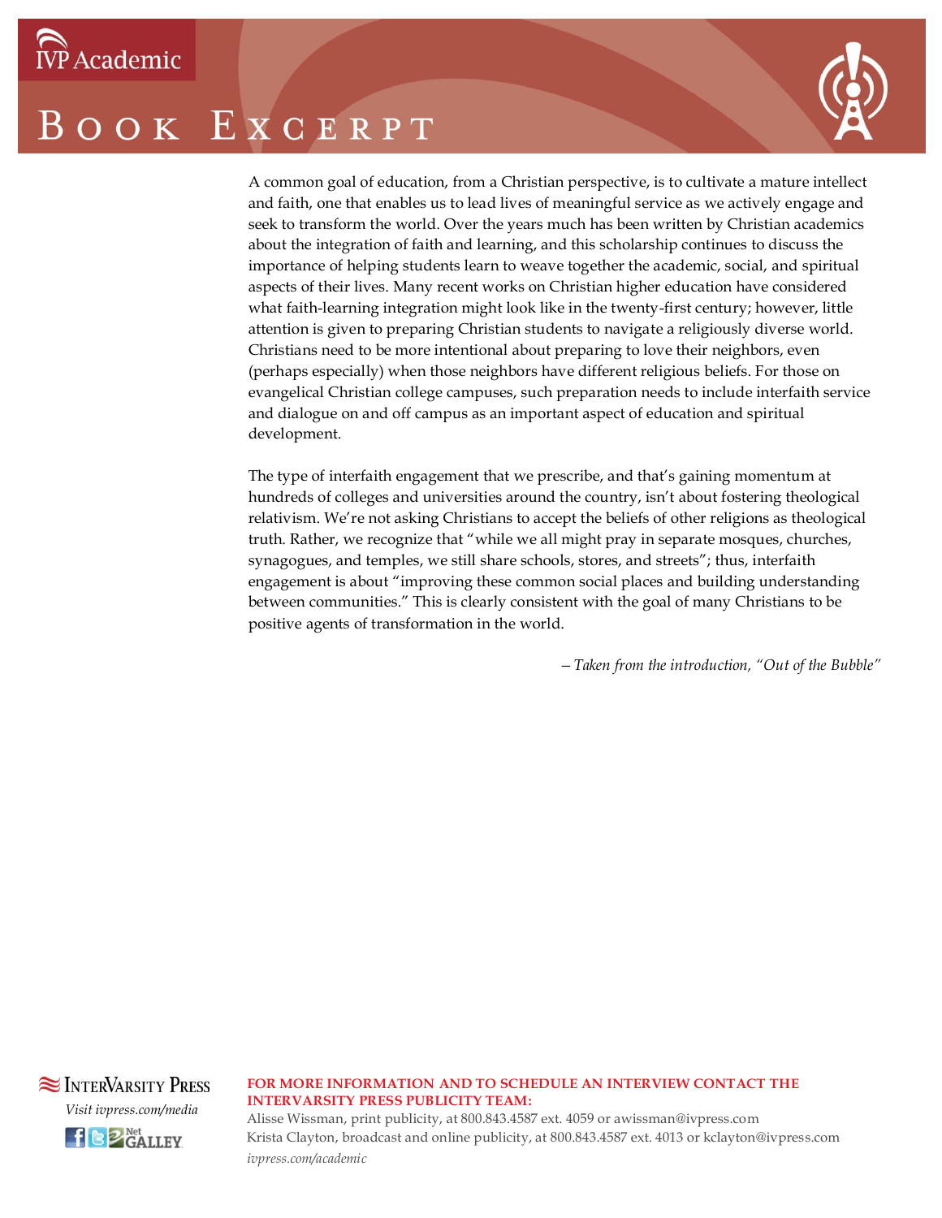# Book Excerpt

A common goal of education, from a Christian perspective, is to cultivate a mature intellect and faith, one that enables us to lead lives of meaningful service as we actively engage and seek to transform the world. Over the years much has been written by Christian academics about the integration of faith and learning, and this scholarship continues to discuss the importance of helping students learn to weave together the academic, social, and spiritual aspects of their lives. Many recent works on Christian higher education have considered what faith-learning integration might look like in the twenty-first century; however, little attention is given to preparing Christian students to navigate a religiously diverse world. Christians need to be more intentional about preparing to love their neighbors, even (perhaps especially) when those neighbors have different religious beliefs. For those on evangelical Christian college campuses, such preparation needs to include interfaith service and dialogue on and off campus as an important aspect of education and spiritual development.

The type of interfaith engagement that we prescribe, and that's gaining momentum at hundreds of colleges and universities around the country, isn't about fostering theological relativism. We're not asking Christians to accept the beliefs of other religions as theological truth. Rather, we recognize that "while we all might pray in separate mosques, churches, synagogues, and temples, we still share schools, stores, and streets"; thus, interfaith engagement is about "improving these common social places and building understanding between communities." This is clearly consistent with the goal of many Christians to be positive agents of transformation in the world.

*– Taken from the introduction, "Out of the Bubble"*

InterVarsity Press

*Visit ivpress.com/media*

**FOR MORE INFORMATION AND TO SCHEDULE AN INTERVIEW CONTACT THE INTERVARSITY PRESS PUBLICITY TEAM:**

Alisse Wissman, print publicity, at 800.843.4587 ext. 4059 or awissman@ivpress.com
Krista Clayton, broadcast and online publicity, at 800.843.4587 ext. 4013 or kclayton@ivpress.com
*ivpress.com/academic*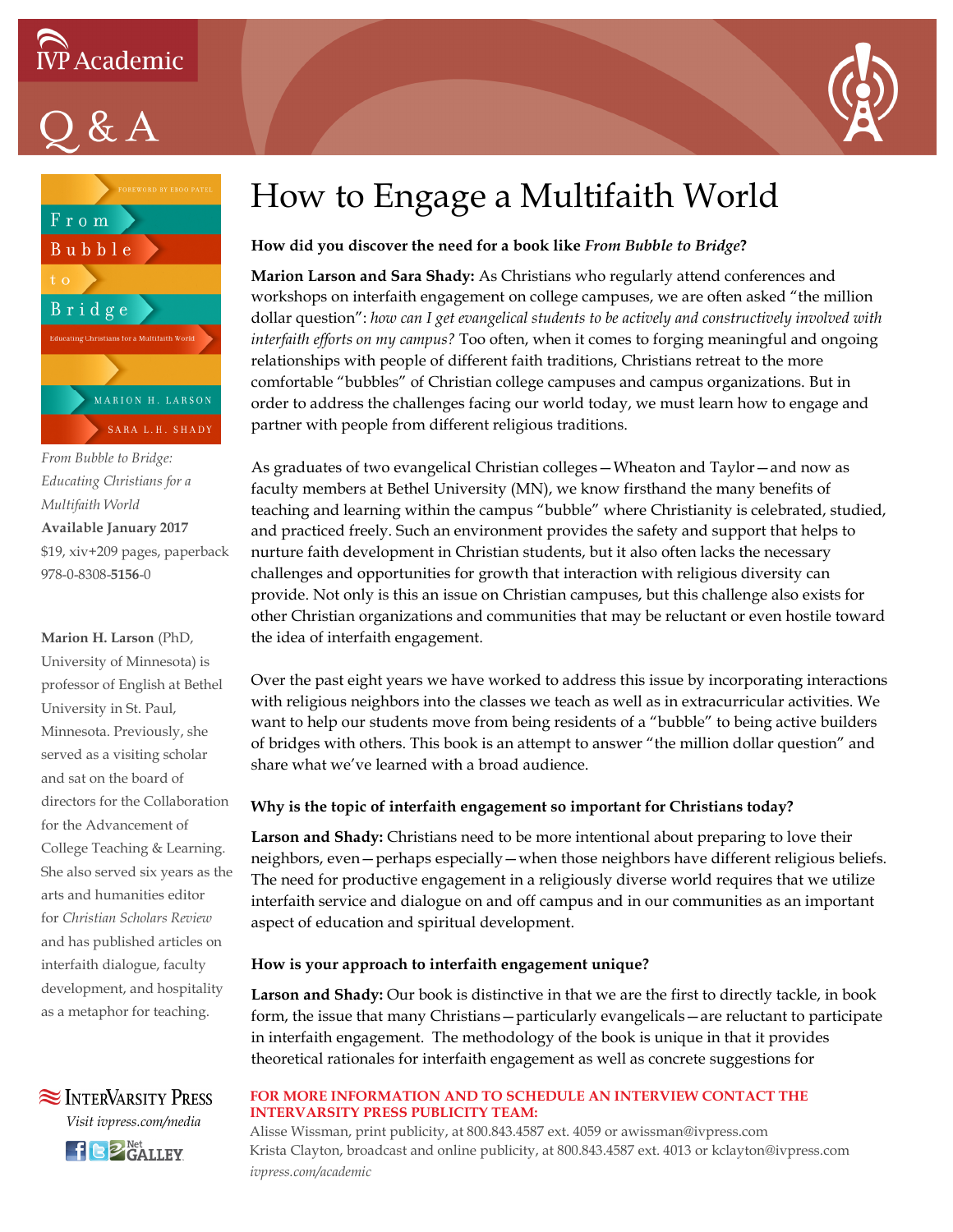IVP Academic

# Q & A

FOREWORD BY EBOO PATEL

From Bubble to Bridge

Educating Christians for a Multifaith World

MARION H. LARSON

SARA L.H. SHADY

*From Bubble to Bridge: Educating Christians for a Multifaith World*
**Available January 2017**
$19, xiv+209 pages, paperback
978-0-8308-**5156**-0

**Marion H. Larson** (PhD, University of Minnesota) is professor of English at Bethel University in St. Paul, Minnesota. Previously, she served as a visiting scholar and sat on the board of directors for the Collaboration for the Advancement of College Teaching & Learning. She also served six years as the arts and humanities editor for *Christian Scholars Review* and has published articles on interfaith dialogue, faculty development, and hospitality as a metaphor for teaching.

InterVarsity Press
*Visit ivpress.com/media*

# How to Engage a Multifaith World

**How did you discover the need for a book like *From Bubble to Bridge*?**

**Marion Larson and Sara Shady:** As Christians who regularly attend conferences and workshops on interfaith engagement on college campuses, we are often asked "the million dollar question": *how can I get evangelical students to be actively and constructively involved with interfaith efforts on my campus?* Too often, when it comes to forging meaningful and ongoing relationships with people of different faith traditions, Christians retreat to the more comfortable "bubbles" of Christian college campuses and campus organizations. But in order to address the challenges facing our world today, we must learn how to engage and partner with people from different religious traditions.

As graduates of two evangelical Christian colleges—Wheaton and Taylor—and now as faculty members at Bethel University (MN), we know firsthand the many benefits of teaching and learning within the campus "bubble" where Christianity is celebrated, studied, and practiced freely. Such an environment provides the safety and support that helps to nurture faith development in Christian students, but it also often lacks the necessary challenges and opportunities for growth that interaction with religious diversity can provide. Not only is this an issue on Christian campuses, but this challenge also exists for other Christian organizations and communities that may be reluctant or even hostile toward the idea of interfaith engagement.

Over the past eight years we have worked to address this issue by incorporating interactions with religious neighbors into the classes we teach as well as in extracurricular activities. We want to help our students move from being residents of a "bubble" to being active builders of bridges with others. This book is an attempt to answer "the million dollar question" and share what we've learned with a broad audience.

**Why is the topic of interfaith engagement so important for Christians today?**

**Larson and Shady:** Christians need to be more intentional about preparing to love their neighbors, even—perhaps especially—when those neighbors have different religious beliefs. The need for productive engagement in a religiously diverse world requires that we utilize interfaith service and dialogue on and off campus and in our communities as an important aspect of education and spiritual development.

**How is your approach to interfaith engagement unique?**

**Larson and Shady:** Our book is distinctive in that we are the first to directly tackle, in book form, the issue that many Christians—particularly evangelicals—are reluctant to participate in interfaith engagement. The methodology of the book is unique in that it provides theoretical rationales for interfaith engagement as well as concrete suggestions for

**FOR MORE INFORMATION AND TO SCHEDULE AN INTERVIEW CONTACT THE INTERVARSITY PRESS PUBLICITY TEAM:**

Alisse Wissman, print publicity, at 800.843.4587 ext. 4059 or awissman@ivpress.com
Krista Clayton, broadcast and online publicity, at 800.843.4587 ext. 4013 or kclayton@ivpress.com
*ivpress.com/academic*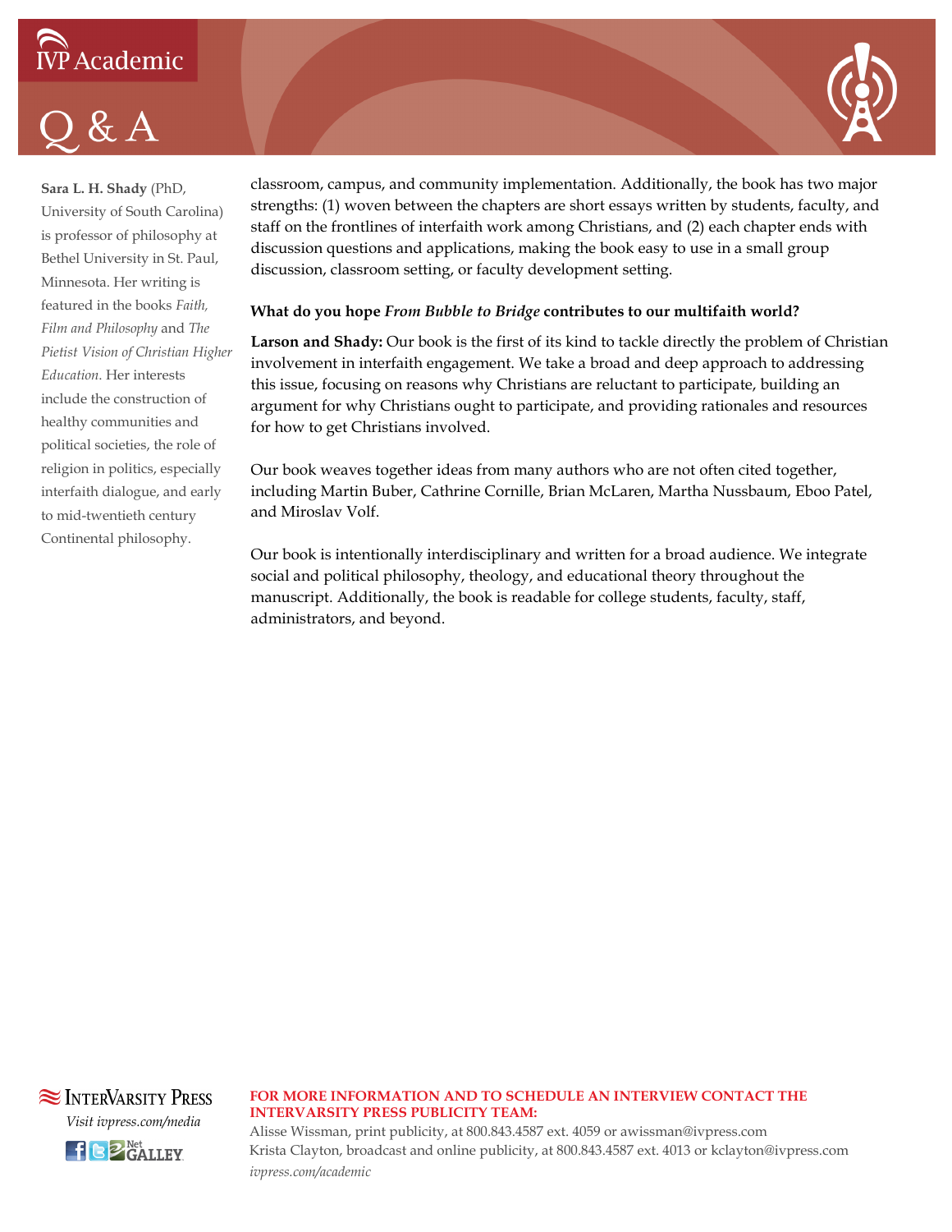**Sara L. H. Shady** (PhD, University of South Carolina) is professor of philosophy at Bethel University in St. Paul, Minnesota. Her writing is featured in the books *Faith, Film and Philosophy* and *The Pietist Vision of Christian Higher Education*. Her interests include the construction of healthy communities and political societies, the role of religion in politics, especially interfaith dialogue, and early to mid-twentieth century Continental philosophy.

classroom, campus, and community implementation. Additionally, the book has two major strengths: (1) woven between the chapters are short essays written by students, faculty, and staff on the frontlines of interfaith work among Christians, and (2) each chapter ends with discussion questions and applications, making the book easy to use in a small group discussion, classroom setting, or faculty development setting.

**What do you hope *From Bubble to Bridge* contributes to our multifaith world?**

**Larson and Shady:** Our book is the first of its kind to tackle directly the problem of Christian involvement in interfaith engagement. We take a broad and deep approach to addressing this issue, focusing on reasons why Christians are reluctant to participate, building an argument for why Christians ought to participate, and providing rationales and resources for how to get Christians involved.

Our book weaves together ideas from many authors who are not often cited together, including Martin Buber, Cathrine Cornille, Brian McLaren, Martha Nussbaum, Eboo Patel, and Miroslav Volf.

Our book is intentionally interdisciplinary and written for a broad audience. We integrate social and political philosophy, theology, and educational theory throughout the manuscript. Additionally, the book is readable for college students, faculty, staff, administrators, and beyond.

InterVarsity Press

*Visit ivpress.com/media*

**FOR MORE INFORMATION AND TO SCHEDULE AN INTERVIEW CONTACT THE INTERVARSITY PRESS PUBLICITY TEAM:**

Alisse Wissman, print publicity, at 800.843.4587 ext. 4059 or awissman@ivpress.com

Krista Clayton, broadcast and online publicity, at 800.843.4587 ext. 4013 or kclayton@ivpress.com

*ivpress.com/academic*